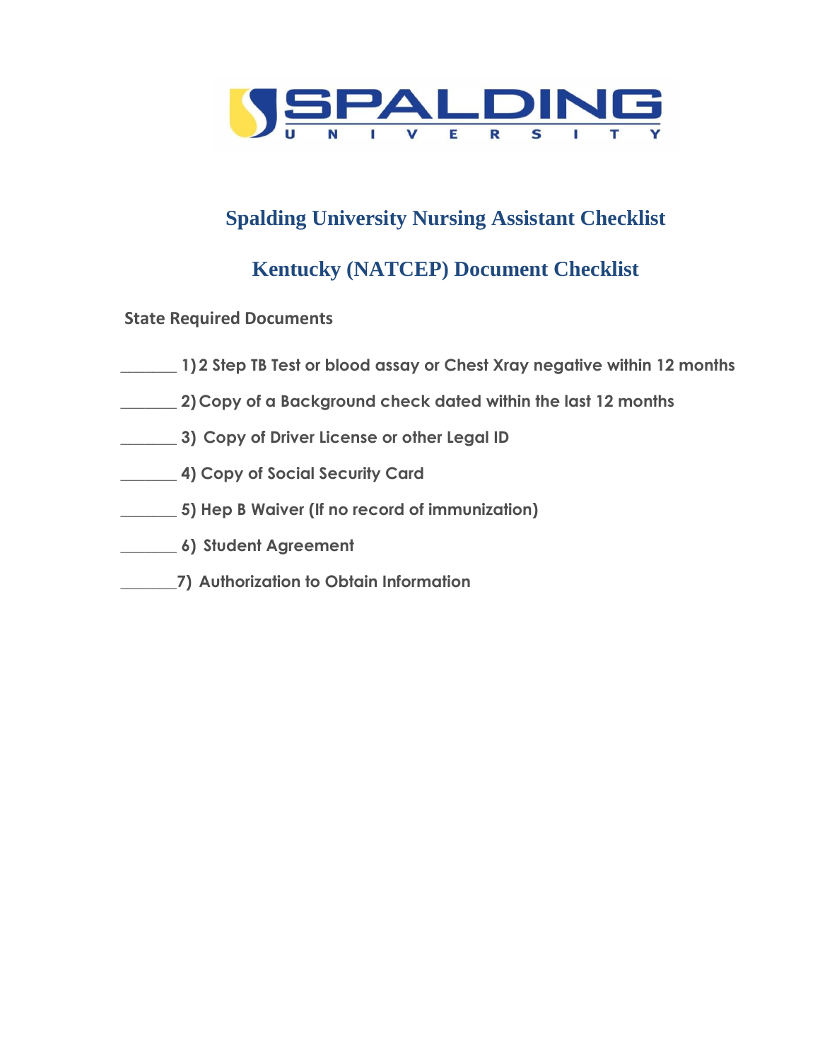# Spalding University Nursing Assistant Checklist

## Kentucky (NATCEP) Document Checklist

**State Required Documents**

_______ 1) 2 Step TB Test or blood assay or Chest Xray negative within 12 months

_______ 2) Copy of a Background check dated within the last 12 months

_______ 3) Copy of Driver License or other Legal ID

_______ 4) Copy of Social Security Card

_______ 5) Hep B Waiver (If no record of immunization)

_______ 6) Student Agreement

_______ 7) Authorization to Obtain Information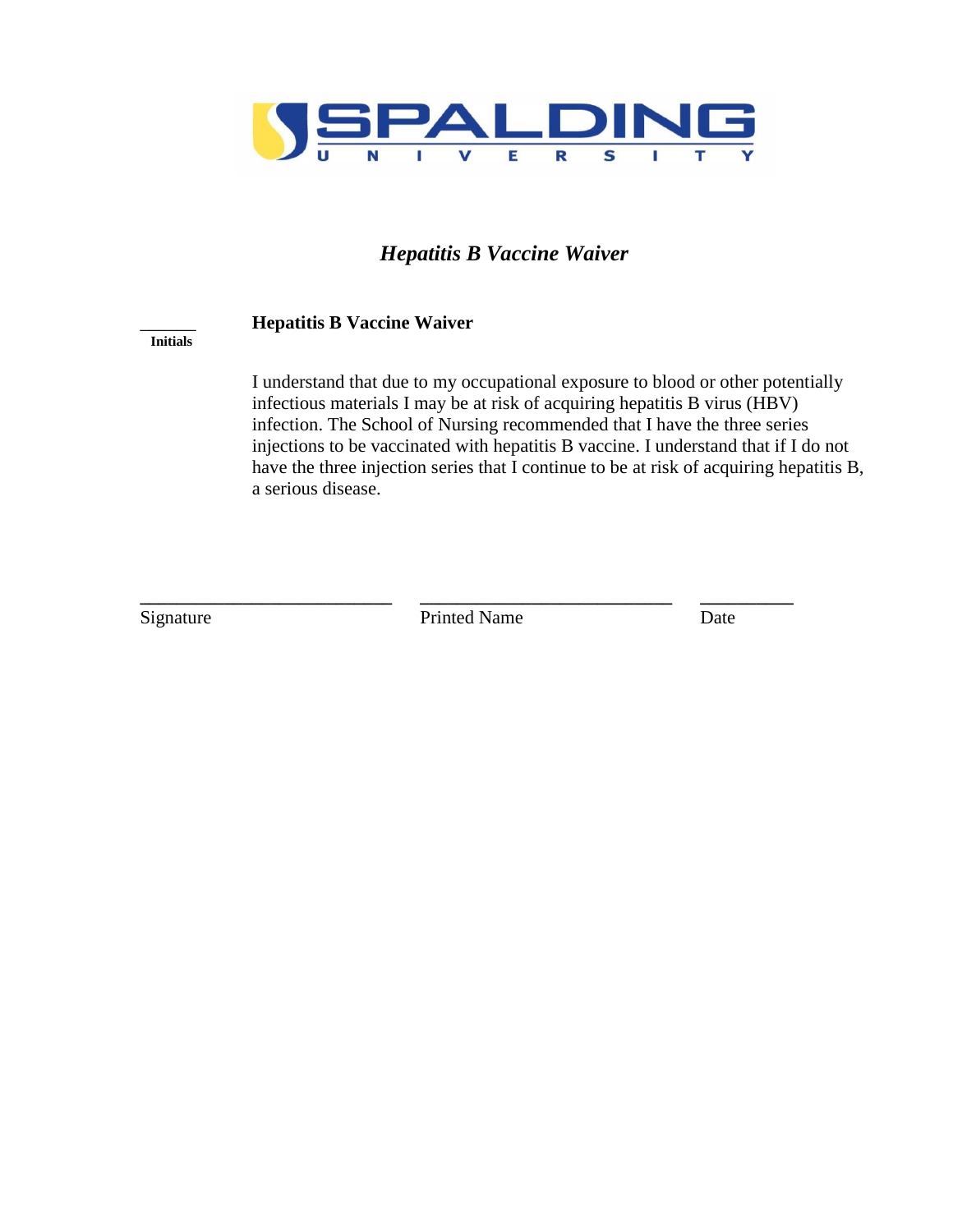SPALDING UNIVERSITY

# *Hepatitis B Vaccine Waiver*

______
**Initials**

**Hepatitis B Vaccine Waiver**

I understand that due to my occupational exposure to blood or other potentially infectious materials I may be at risk of acquiring hepatitis B virus (HBV) infection. The School of Nursing recommended that I have the three series injections to be vaccinated with hepatitis B vaccine. I understand that if I do not have the three injection series that I continue to be at risk of acquiring hepatitis B, a serious disease.

__________________________ __________________________ __________

Signature Printed Name Date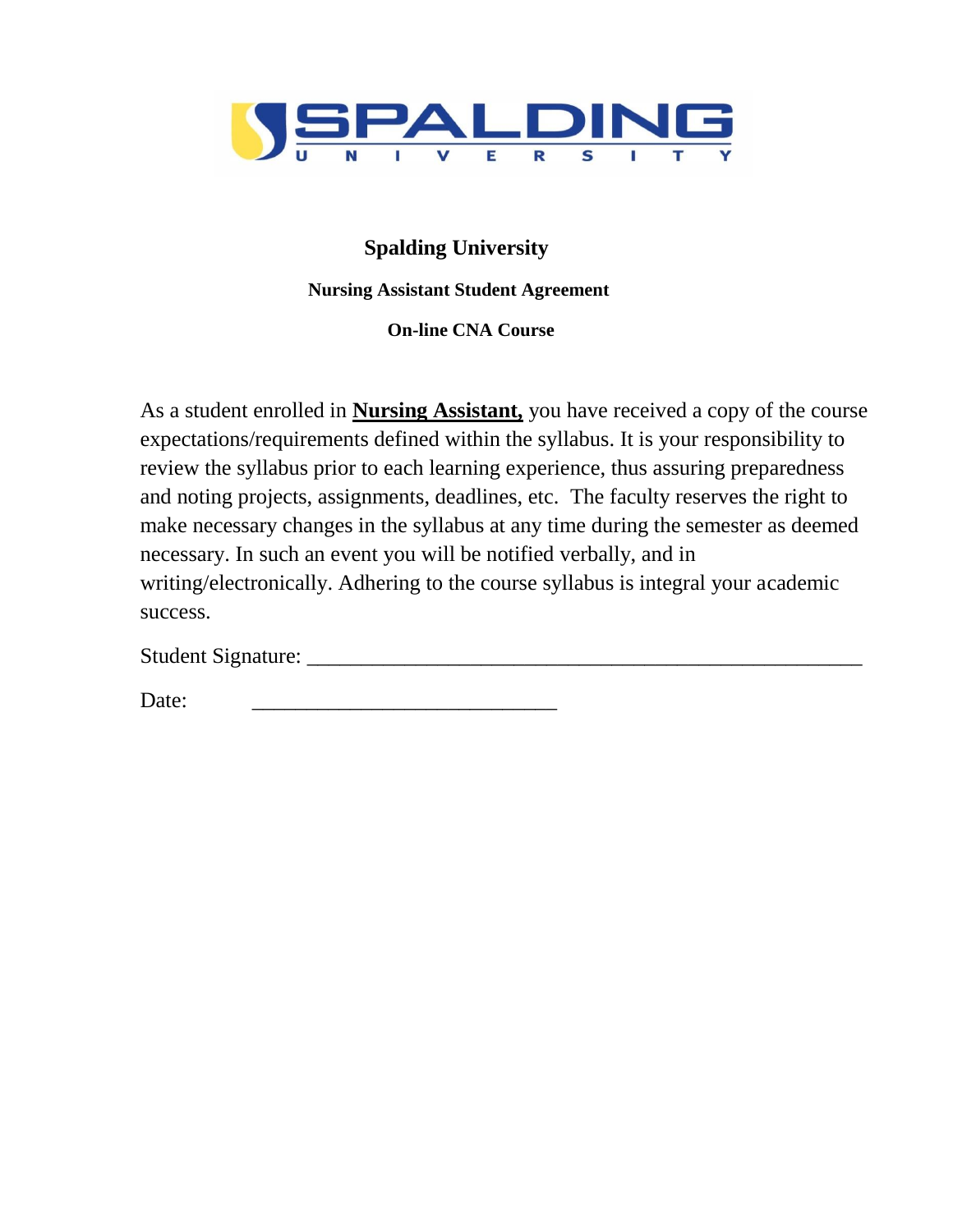# Spalding University

### Nursing Assistant Student Agreement

### On-line CNA Course

As a student enrolled in **Nursing Assistant,** you have received a copy of the course expectations/requirements defined within the syllabus. It is your responsibility to review the syllabus prior to each learning experience, thus assuring preparedness and noting projects, assignments, deadlines, etc. The faculty reserves the right to make necessary changes in the syllabus at any time during the semester as deemed necessary. In such an event you will be notified verbally, and in writing/electronically. Adhering to the course syllabus is integral your academic success.

Student Signature: ____________________________________________________

Date: ____________________________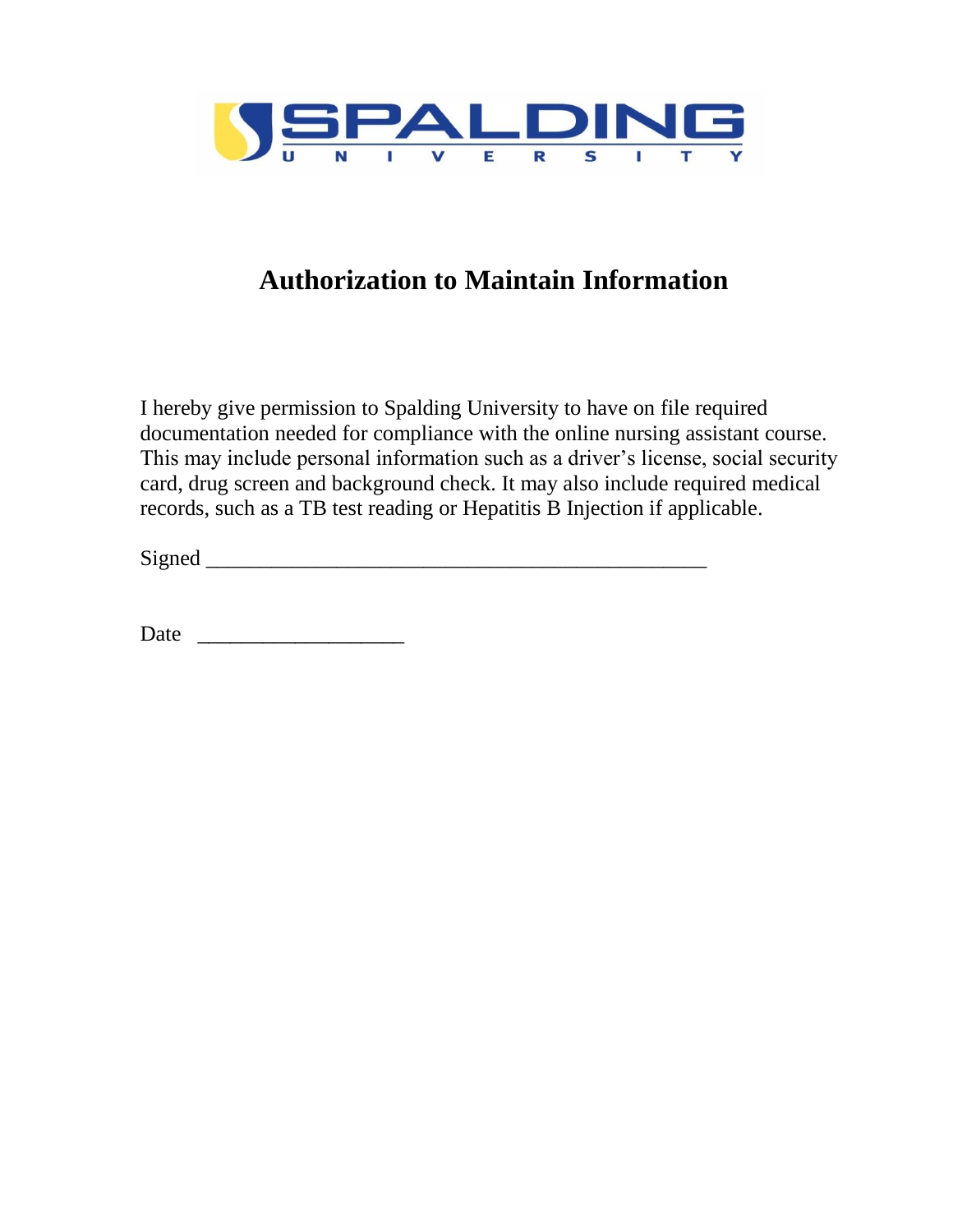SPALDING UNIVERSITY

# Authorization to Maintain Information

I hereby give permission to Spalding University to have on file required documentation needed for compliance with the online nursing assistant course. This may include personal information such as a driver's license, social security card, drug screen and background check. It may also include required medical records, such as a TB test reading or Hepatitis B Injection if applicable.

Signed ______________________________________________

Date ___________________